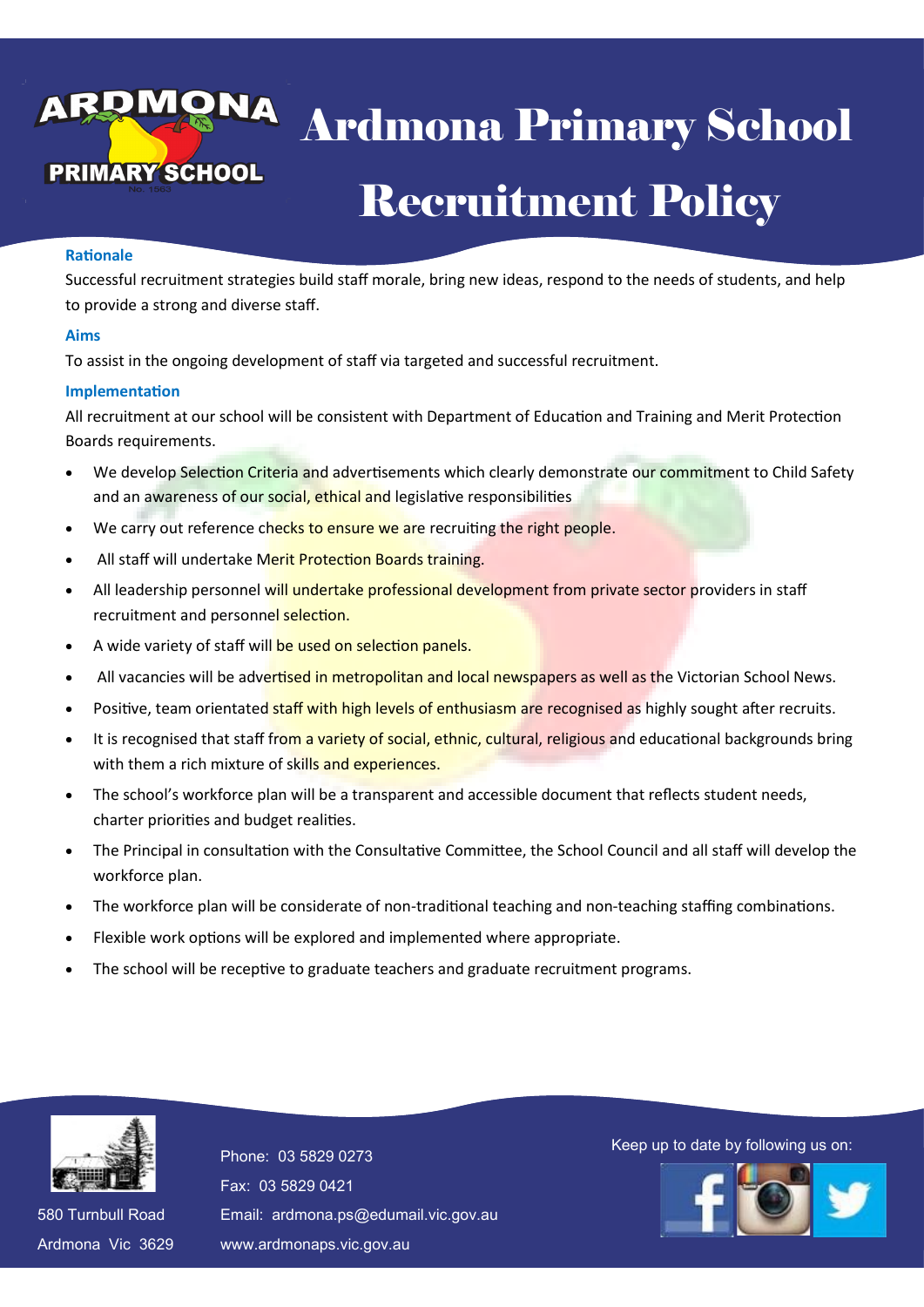# Ardmona Primary School Recruitment Policy

### Rationale

Successful recruitment strategies build staff morale, bring new ideas, respond to the needs of students, and help to provide a strong and diverse staff.

### Aims

To assist in the ongoing development of staff via targeted and successful recruitment.

### Implementation

All recruitment at our school will be consistent with Department of Education and Training and Merit Protection Boards requirements.

- We develop Selection Criteria and advertisements which clearly demonstrate our commitment to Child Safety and an awareness of our social, ethical and legislative responsibilities
- We carry out reference checks to ensure we are recruiting the right people.
- All staff will undertake Merit Protection Boards training.
- All leadership personnel will undertake professional development from private sector providers in staff recruitment and personnel selection.
- A wide variety of staff will be used on selection panels.
- All vacancies will be advertised in metropolitan and local newspapers as well as the Victorian School News.
- Positive, team orientated staff with high levels of enthusiasm are recognised as highly sought after recruits.
- It is recognised that staff from a variety of social, ethnic, cultural, religious and educational backgrounds bring with them a rich mixture of skills and experiences.
- The school's workforce plan will be a transparent and accessible document that reflects student needs, charter priorities and budget realities.
- The Principal in consultation with the Consultative Committee, the School Council and all staff will develop the workforce plan.
- The workforce plan will be considerate of non-traditional teaching and non-teaching staffing combinations.
- Flexible work options will be explored and implemented where appropriate.
- The school will be receptive to graduate teachers and graduate recruitment programs.

580 Turnbull Road
Ardmona Vic 3629

Phone: 03 5829 0273
Fax: 03 5829 0421
Email: ardmona.ps@edumail.vic.gov.au
www.ardmonaps.vic.gov.au

Keep up to date by following us on: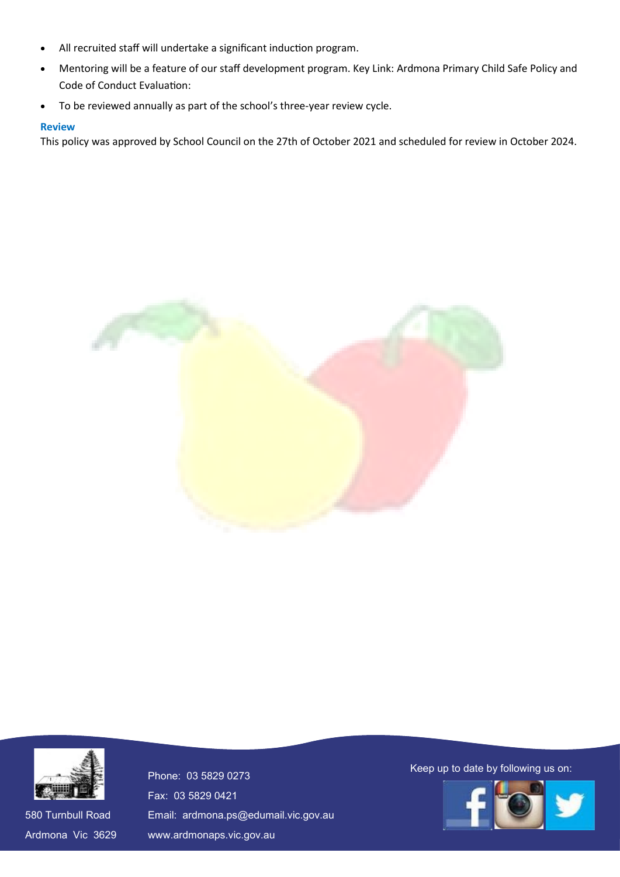- All recruited staff will undertake a significant induction program.
- Mentoring will be a feature of our staff development program. Key Link: Ardmona Primary Child Safe Policy and Code of Conduct Evaluation:
- To be reviewed annually as part of the school's three-year review cycle.

### Review

This policy was approved by School Council on the 27th of October 2021 and scheduled for review in October 2024.